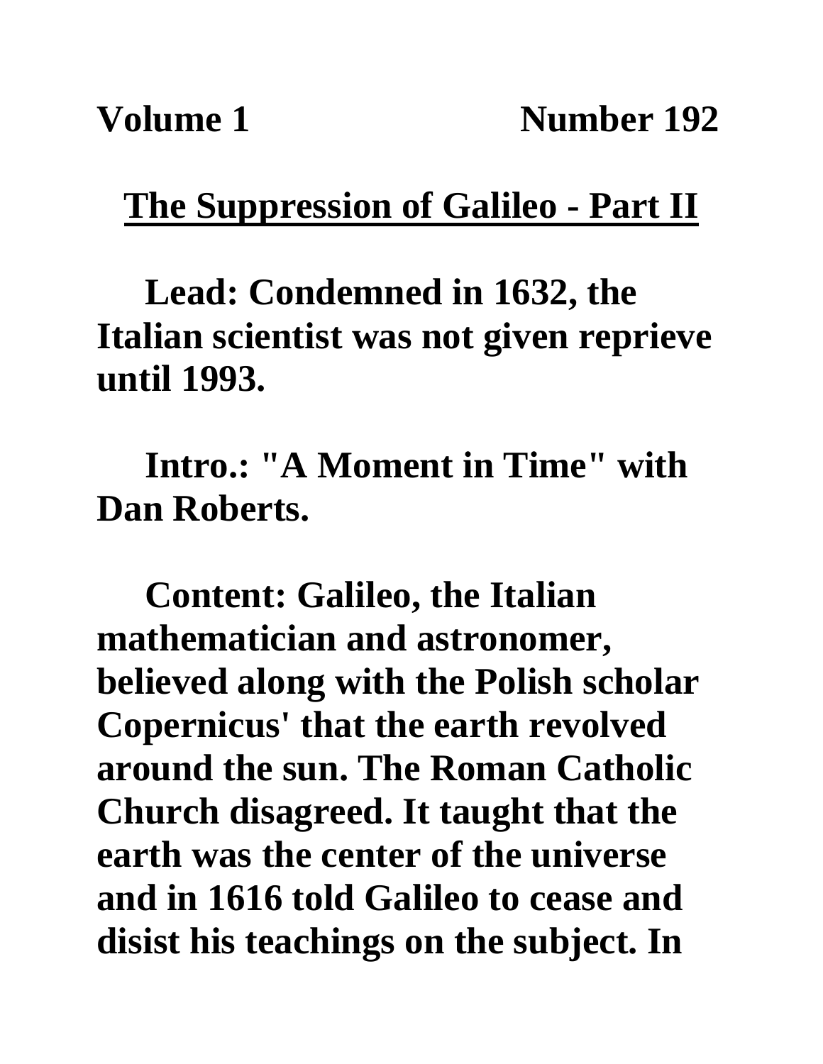**Volume 1 Number 192**

## The Suppression of Galileo - Part II

**Lead: Condemned in 1632, the Italian scientist was not given reprieve until 1993.**

**Intro.: "A Moment in Time" with Dan Roberts.**

**Content: Galileo, the Italian mathematician and astronomer, believed along with the Polish scholar Copernicus' that the earth revolved around the sun. The Roman Catholic Church disagreed. It taught that the earth was the center of the universe and in 1616 told Galileo to cease and disist his teachings on the subject. In**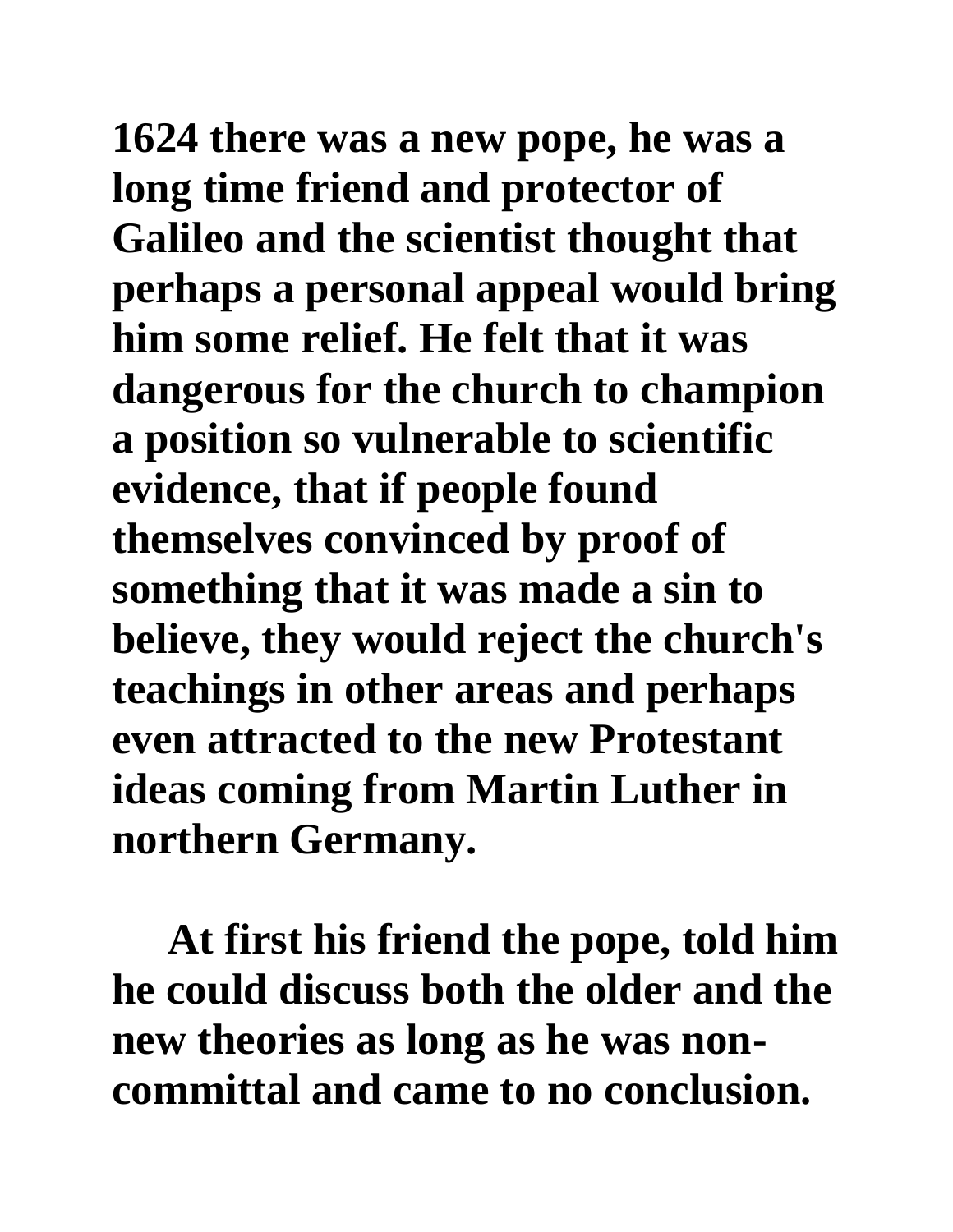**1624 there was a new pope, he was a long time friend and protector of Galileo and the scientist thought that perhaps a personal appeal would bring him some relief. He felt that it was dangerous for the church to champion a position so vulnerable to scientific evidence, that if people found themselves convinced by proof of something that it was made a sin to believe, they would reject the church's teachings in other areas and perhaps even attracted to the new Protestant ideas coming from Martin Luther in northern Germany.**

**At first his friend the pope, told him he could discuss both the older and the new theories as long as he was non-committal and came to no conclusion.**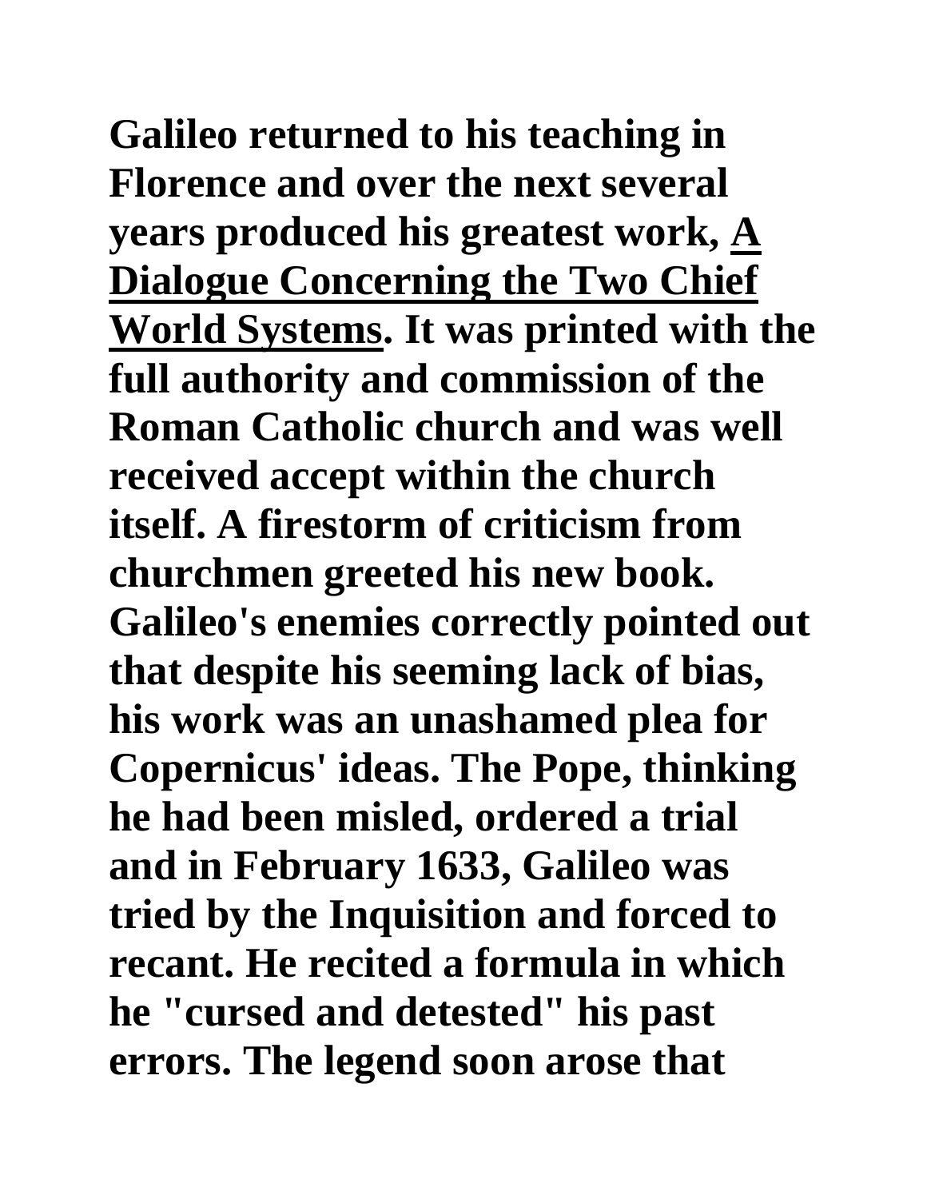**Galileo returned to his teaching in Florence and over the next several years produced his greatest work, <u>A Dialogue Concerning the Two Chief World Systems</u>. It was printed with the full authority and commission of the Roman Catholic church and was well received accept within the church itself. A firestorm of criticism from churchmen greeted his new book. Galileo's enemies correctly pointed out that despite his seeming lack of bias, his work was an unashamed plea for Copernicus' ideas. The Pope, thinking he had been misled, ordered a trial and in February 1633, Galileo was tried by the Inquisition and forced to recant. He recited a formula in which he "cursed and detested" his past errors. The legend soon arose that**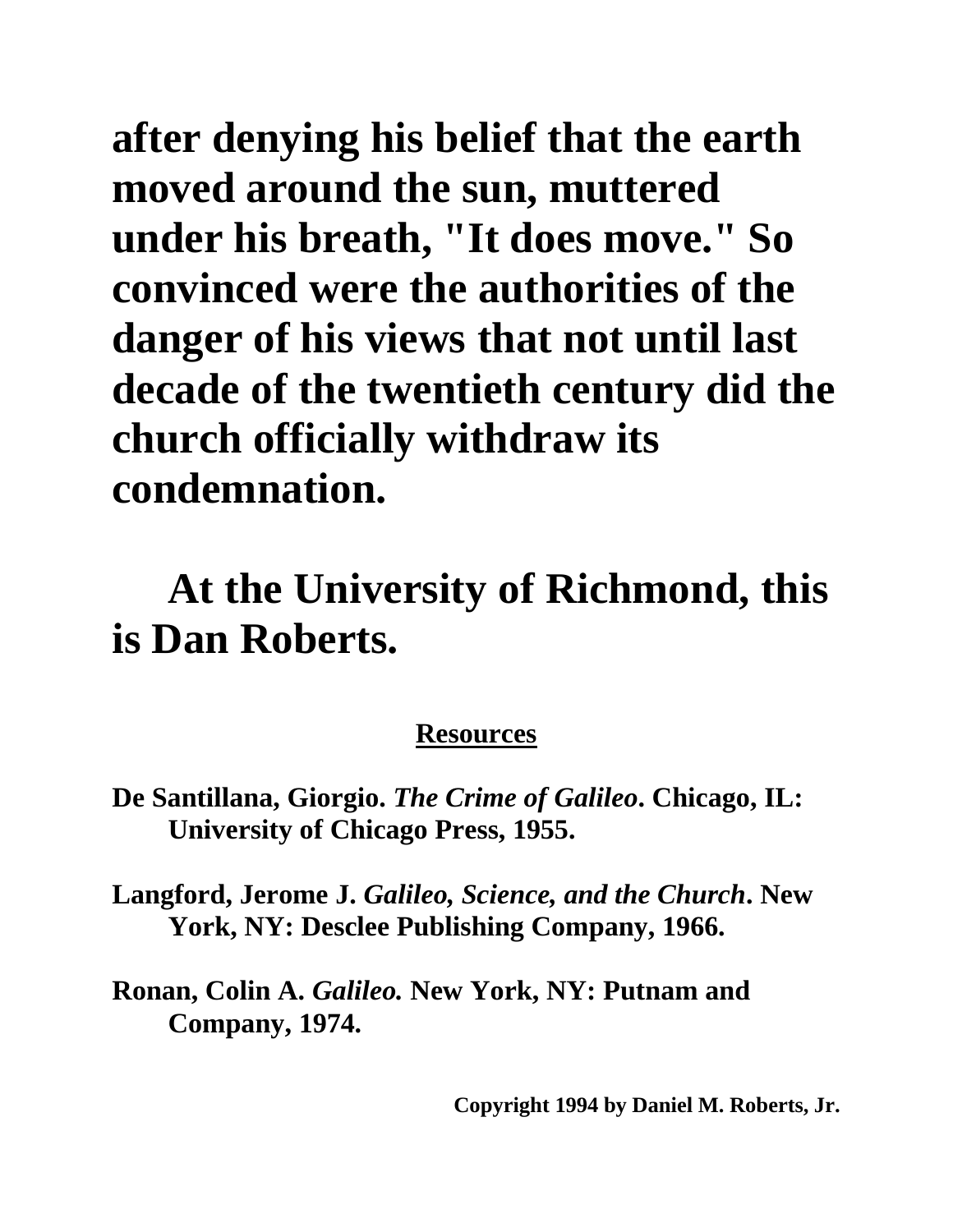**after denying his belief that the earth moved around the sun, muttered under his breath, "It does move." So convinced were the authorities of the danger of his views that not until last decade of the twentieth century did the church officially withdraw its condemnation.**

**At the University of Richmond, this is Dan Roberts.**

**Resources**

**De Santillana, Giorgio. *The Crime of Galileo*. Chicago, IL: University of Chicago Press, 1955.**

**Langford, Jerome J. *Galileo, Science, and the Church*. New York, NY: Desclee Publishing Company, 1966.**

**Ronan, Colin A. *Galileo.* New York, NY: Putnam and Company, 1974.**

**Copyright 1994 by Daniel M. Roberts, Jr.**